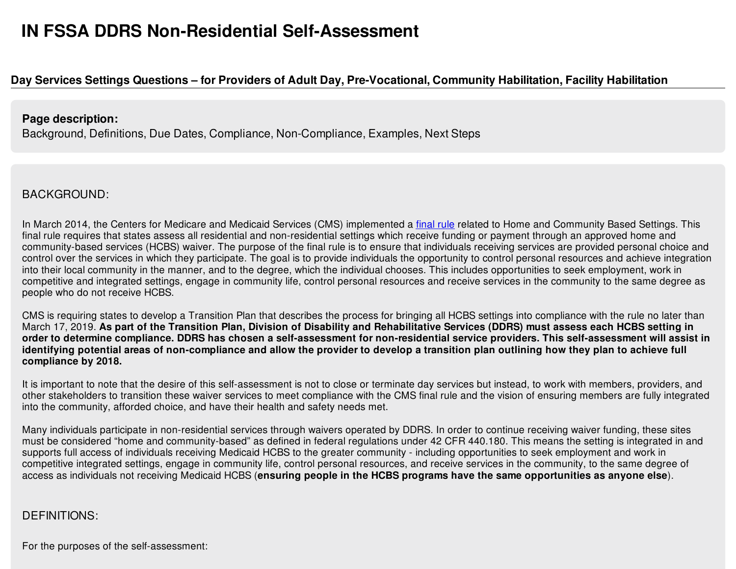# IN FSSA DDRS Non-Residential Self-Assessment

## Day Services Settings Questions – for Providers of Adult Day, Pre-Vocational, Community Habilitation, Facility Habilitation

**Page description:**
Background, Definitions, Due Dates, Compliance, Non-Compliance, Examples, Next Steps

### BACKGROUND:

In March 2014, the Centers for Medicare and Medicaid Services (CMS) implemented a [final rule](#) related to Home and Community Based Settings. This final rule requires that states assess all residential and non-residential settings which receive funding or payment through an approved home and community-based services (HCBS) waiver. The purpose of the final rule is to ensure that individuals receiving services are provided personal choice and control over the services in which they participate. The goal is to provide individuals the opportunity to control personal resources and achieve integration into their local community in the manner, and to the degree, which the individual chooses. This includes opportunities to seek employment, work in competitive and integrated settings, engage in community life, control personal resources and receive services in the community to the same degree as people who do not receive HCBS.

CMS is requiring states to develop a Transition Plan that describes the process for bringing all HCBS settings into compliance with the rule no later than March 17, 2019. **As part of the Transition Plan, Division of Disability and Rehabilitative Services (DDRS) must assess each HCBS setting in order to determine compliance. DDRS has chosen a self-assessment for non-residential service providers. This self-assessment will assist in identifying potential areas of non-compliance and allow the provider to develop a transition plan outlining how they plan to achieve full compliance by 2018.**

It is important to note that the desire of this self-assessment is not to close or terminate day services but instead, to work with members, providers, and other stakeholders to transition these waiver services to meet compliance with the CMS final rule and the vision of ensuring members are fully integrated into the community, afforded choice, and have their health and safety needs met.

Many individuals participate in non-residential services through waivers operated by DDRS. In order to continue receiving waiver funding, these sites must be considered "home and community-based" as defined in federal regulations under 42 CFR 440.180. This means the setting is integrated in and supports full access of individuals receiving Medicaid HCBS to the greater community - including opportunities to seek employment and work in competitive integrated settings, engage in community life, control personal resources, and receive services in the community, to the same degree of access as individuals not receiving Medicaid HCBS (**ensuring people in the HCBS programs have the same opportunities as anyone else**).

### DEFINITIONS:

For the purposes of the self-assessment: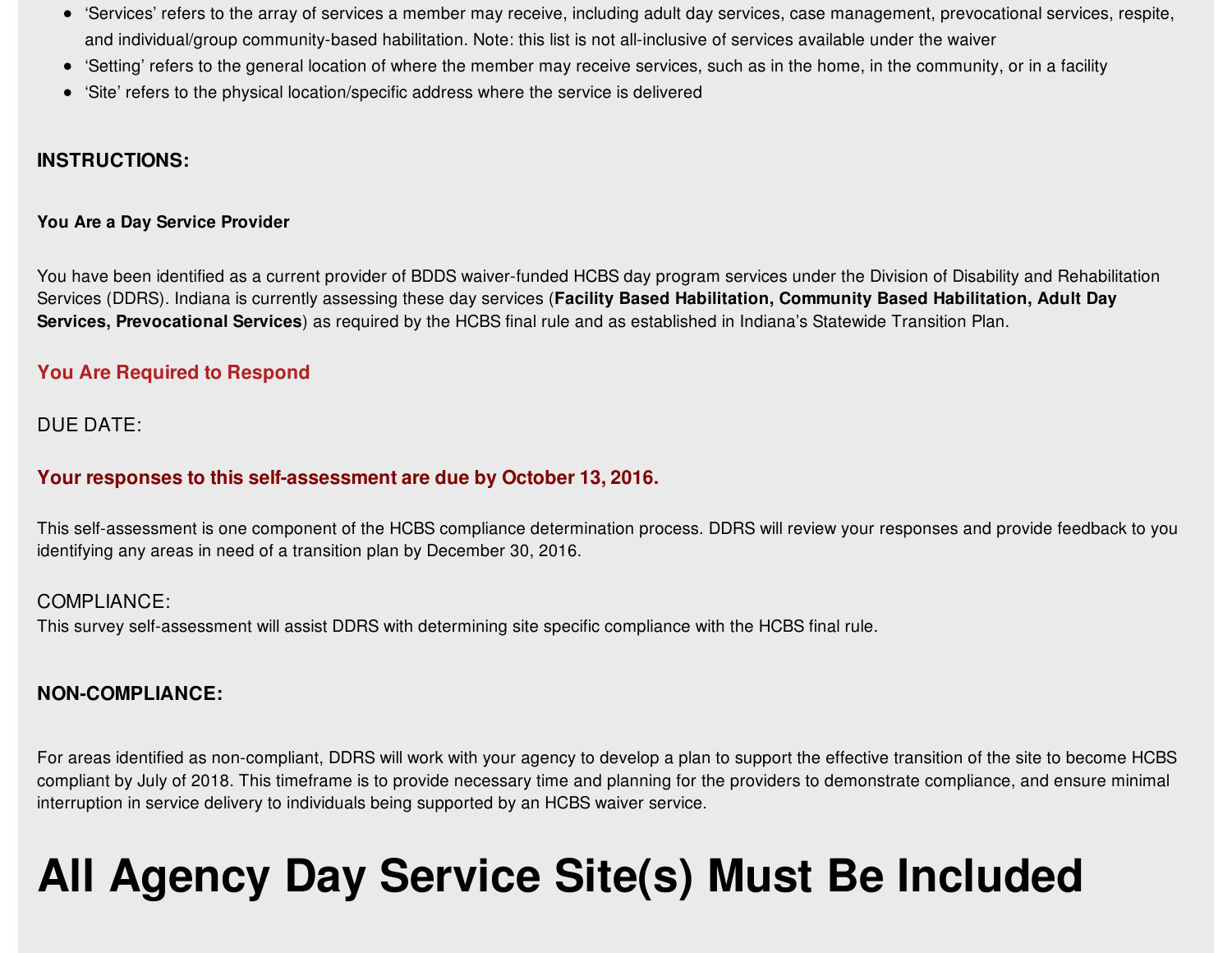- 'Services' refers to the array of services a member may receive, including adult day services, case management, prevocational services, respite, and individual/group community-based habilitation. Note: this list is not all-inclusive of services available under the waiver
- 'Setting' refers to the general location of where the member may receive services, such as in the home, in the community, or in a facility
- 'Site' refers to the physical location/specific address where the service is delivered

**INSTRUCTIONS:**

**You Are a Day Service Provider**

You have been identified as a current provider of BDDS waiver-funded HCBS day program services under the Division of Disability and Rehabilitation Services (DDRS). Indiana is currently assessing these day services (**Facility Based Habilitation, Community Based Habilitation, Adult Day Services, Prevocational Services**) as required by the HCBS final rule and as established in Indiana's Statewide Transition Plan.

**You Are Required to Respond**

DUE DATE:

**Your responses to this self-assessment are due by October 13, 2016.**

This self-assessment is one component of the HCBS compliance determination process. DDRS will review your responses and provide feedback to you identifying any areas in need of a transition plan by December 30, 2016.

COMPLIANCE:

This survey self-assessment will assist DDRS with determining site specific compliance with the HCBS final rule.

**NON-COMPLIANCE:**

For areas identified as non-compliant, DDRS will work with your agency to develop a plan to support the effective transition of the site to become HCBS compliant by July of 2018. This timeframe is to provide necessary time and planning for the providers to demonstrate compliance, and ensure minimal interruption in service delivery to individuals being supported by an HCBS waiver service.

# All Agency Day Service Site(s) Must Be Included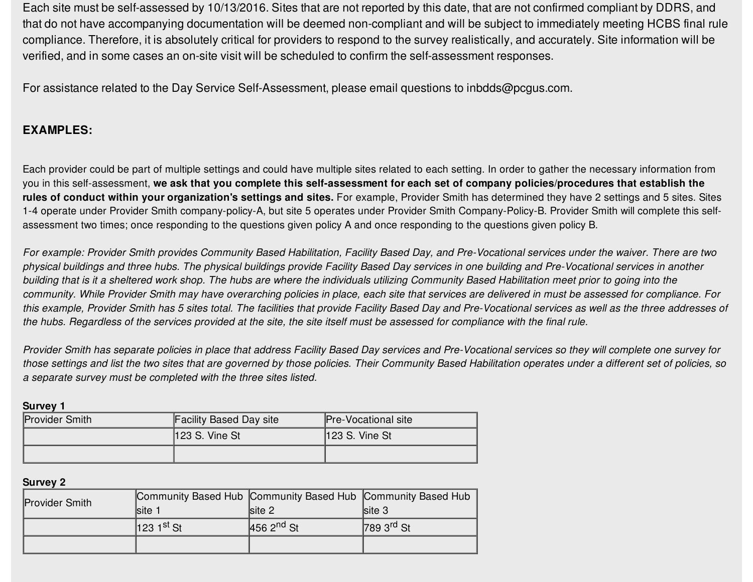Each site must be self-assessed by 10/13/2016. Sites that are not reported by this date, that are not confirmed compliant by DDRS, and that do not have accompanying documentation will be deemed non-compliant and will be subject to immediately meeting HCBS final rule compliance. Therefore, it is absolutely critical for providers to respond to the survey realistically, and accurately. Site information will be verified, and in some cases an on-site visit will be scheduled to confirm the self-assessment responses.

For assistance related to the Day Service Self-Assessment, please email questions to inbdds@pcgus.com.

**EXAMPLES:**

Each provider could be part of multiple settings and could have multiple sites related to each setting. In order to gather the necessary information from you in this self-assessment, **we ask that you complete this self-assessment for each set of company policies/procedures that establish the rules of conduct within your organization's settings and sites.** For example, Provider Smith has determined they have 2 settings and 5 sites. Sites 1-4 operate under Provider Smith company-policy-A, but site 5 operates under Provider Smith Company-Policy-B. Provider Smith will complete this self-assessment two times; once responding to the questions given policy A and once responding to the questions given policy B.

*For example: Provider Smith provides Community Based Habilitation, Facility Based Day, and Pre-Vocational services under the waiver. There are two physical buildings and three hubs. The physical buildings provide Facility Based Day services in one building and Pre-Vocational services in another building that is it a sheltered work shop. The hubs are where the individuals utilizing Community Based Habilitation meet prior to going into the community. While Provider Smith may have overarching policies in place, each site that services are delivered in must be assessed for compliance. For this example, Provider Smith has 5 sites total. The facilities that provide Facility Based Day and Pre-Vocational services as well as the three addresses of the hubs. Regardless of the services provided at the site, the site itself must be assessed for compliance with the final rule.*

*Provider Smith has separate policies in place that address Facility Based Day services and Pre-Vocational services so they will complete one survey for those settings and list the two sites that are governed by those policies. Their Community Based Habilitation operates under a different set of policies, so a separate survey must be completed with the three sites listed.*

**Survey 1**

| Provider Smith | Facility Based Day site | Pre-Vocational site |
|---|---|---|
| | 123 S. Vine St | 123 S. Vine St |
| | | |

**Survey 2**

| Provider Smith | Community Based Hub site 1 | Community Based Hub site 2 | Community Based Hub site 3 |
|---|---|---|---|
| | 123 1st St | 456 2nd St | 789 3rd St |
| | | | |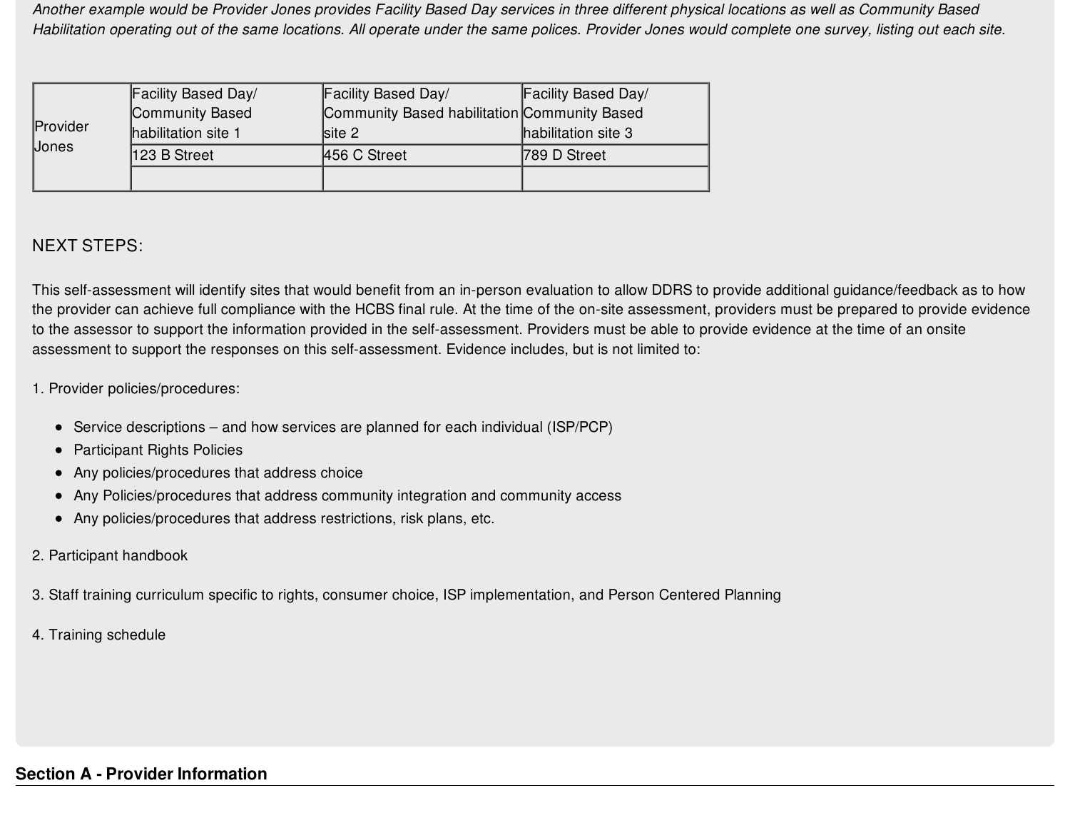*Another example would be Provider Jones provides Facility Based Day services in three different physical locations as well as Community Based Habilitation operating out of the same locations. All operate under the same polices. Provider Jones would complete one survey, listing out each site.*

| Provider Jones | Facility Based Day/ Community Based habilitation site 1 | Facility Based Day/ Community Based habilitation site 2 | Facility Based Day/ Community Based habilitation site 3 |
|---|---|---|---|
| | 123 B Street | 456 C Street | 789 D Street |
| | | | |

NEXT STEPS:

This self-assessment will identify sites that would benefit from an in-person evaluation to allow DDRS to provide additional guidance/feedback as to how the provider can achieve full compliance with the HCBS final rule. At the time of the on-site assessment, providers must be prepared to provide evidence to the assessor to support the information provided in the self-assessment. Providers must be able to provide evidence at the time of an onsite assessment to support the responses on this self-assessment. Evidence includes, but is not limited to:

1. Provider policies/procedures:

- Service descriptions – and how services are planned for each individual (ISP/PCP)
- Participant Rights Policies
- Any policies/procedures that address choice
- Any Policies/procedures that address community integration and community access
- Any policies/procedures that address restrictions, risk plans, etc.

2. Participant handbook

3. Staff training curriculum specific to rights, consumer choice, ISP implementation, and Person Centered Planning

4. Training schedule

## Section A - Provider Information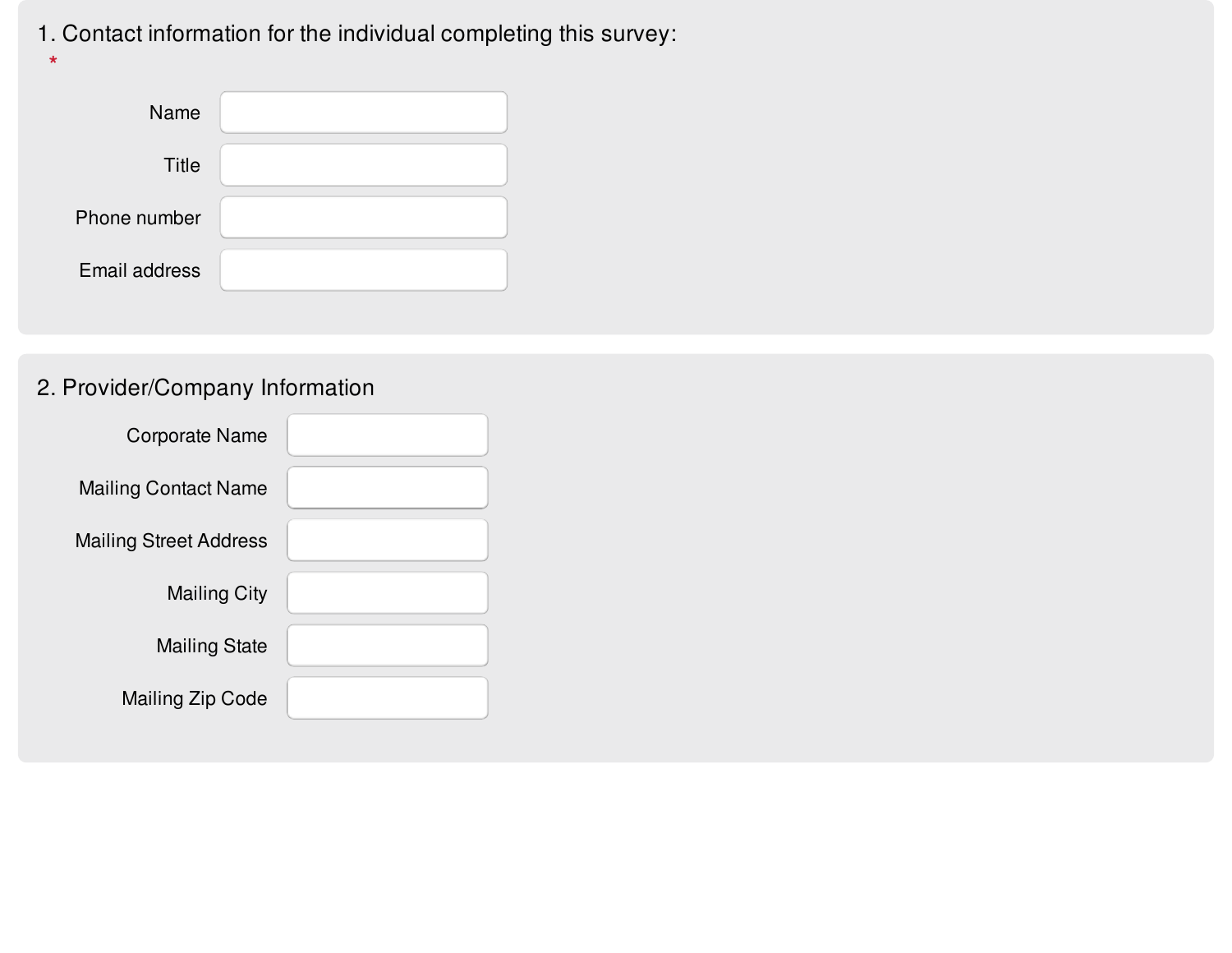1. Contact information for the individual completing this survey:

*

Name

Title

Phone number

Email address

2. Provider/Company Information

Corporate Name

Mailing Contact Name

Mailing Street Address

Mailing City

Mailing State

Mailing Zip Code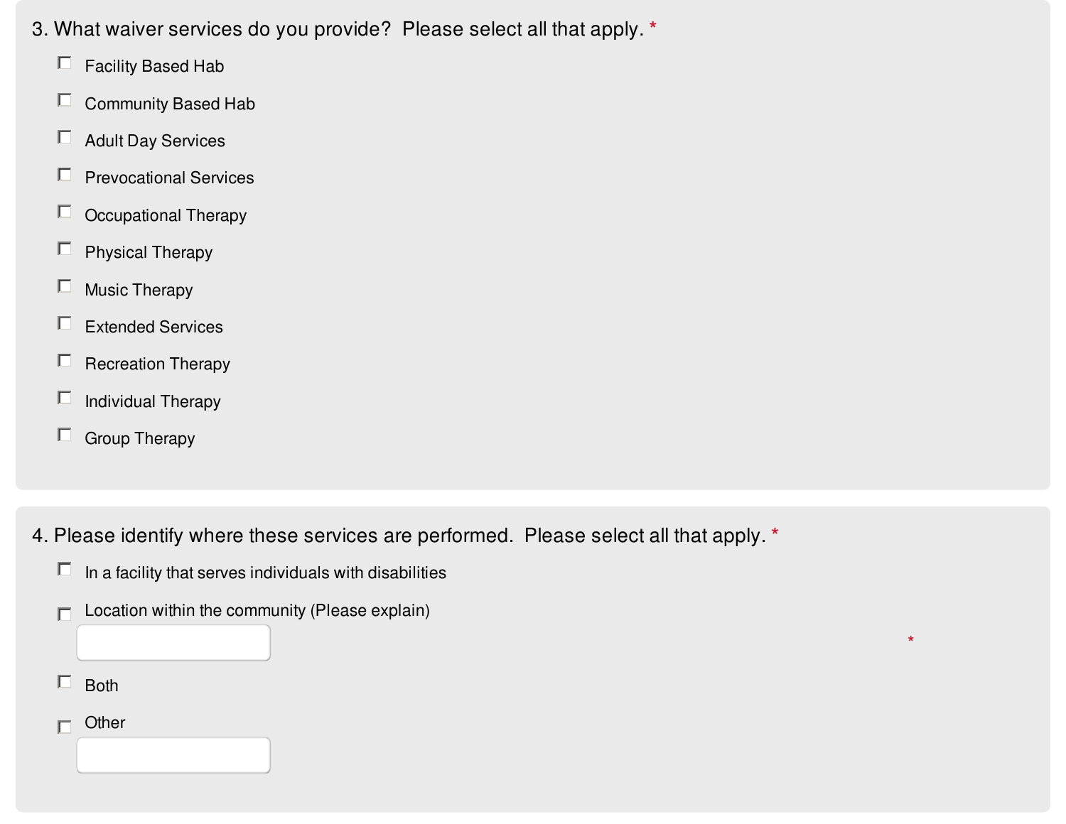3. What waiver services do you provide? Please select all that apply. *

- [ ] Facility Based Hab
- [ ] Community Based Hab
- [ ] Adult Day Services
- [ ] Prevocational Services
- [ ] Occupational Therapy
- [ ] Physical Therapy
- [ ] Music Therapy
- [ ] Extended Services
- [ ] Recreation Therapy
- [ ] Individual Therapy
- [ ] Group Therapy

4. Please identify where these services are performed. Please select all that apply. *

- [ ] In a facility that serves individuals with disabilities
- [ ] Location within the community (Please explain) *
- [ ] Both
- [ ] Other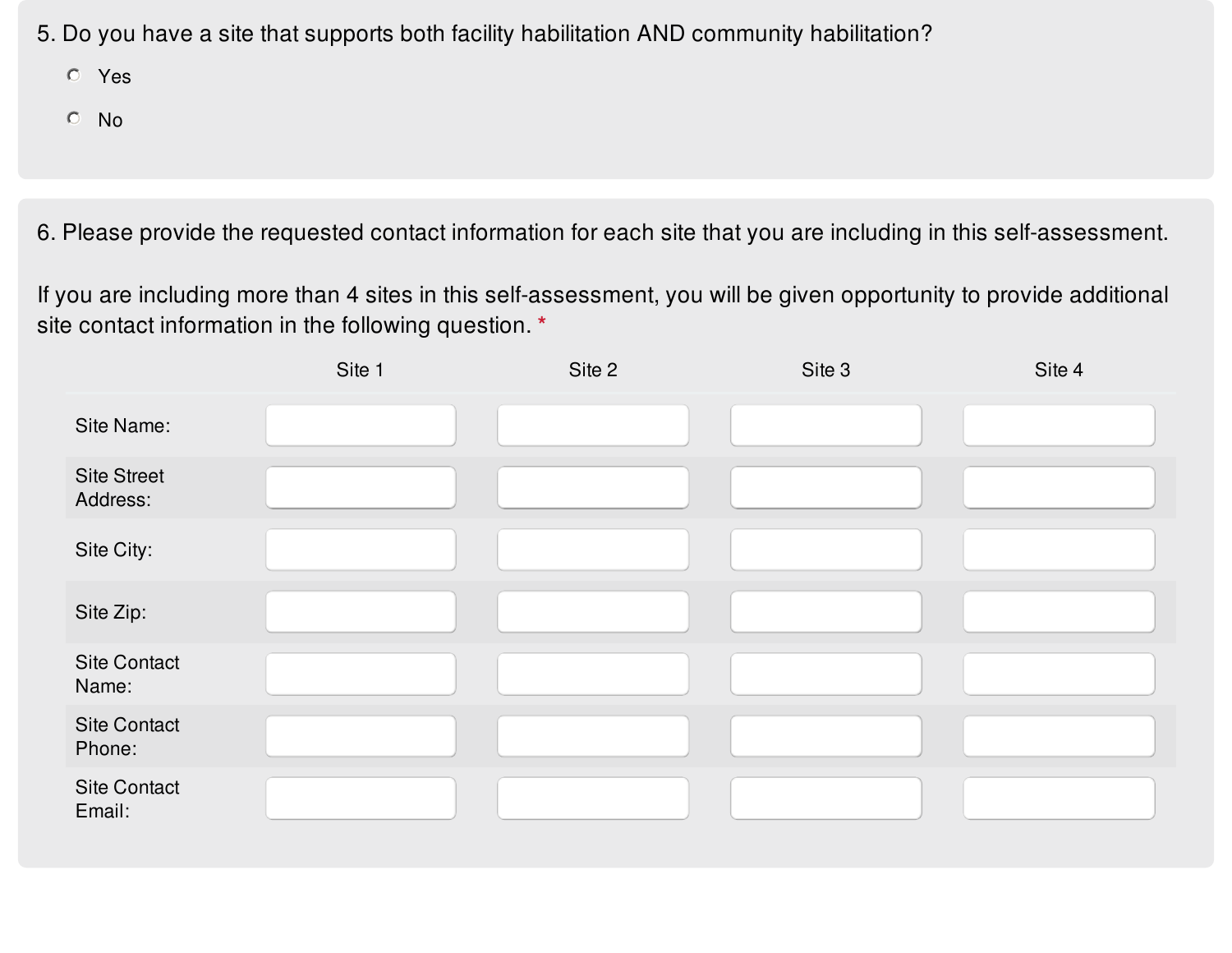5. Do you have a site that supports both facility habilitation AND community habilitation?

- ○ Yes
- ○ No

6. Please provide the requested contact information for each site that you are including in this self-assessment.

If you are including more than 4 sites in this self-assessment, you will be given opportunity to provide additional site contact information in the following question. *

| | Site 1 | Site 2 | Site 3 | Site 4 |
|---|---|---|---|---|
| Site Name: | | | | |
| Site Street Address: | | | | |
| Site City: | | | | |
| Site Zip: | | | | |
| Site Contact Name: | | | | |
| Site Contact Phone: | | | | |
| Site Contact Email: | | | | |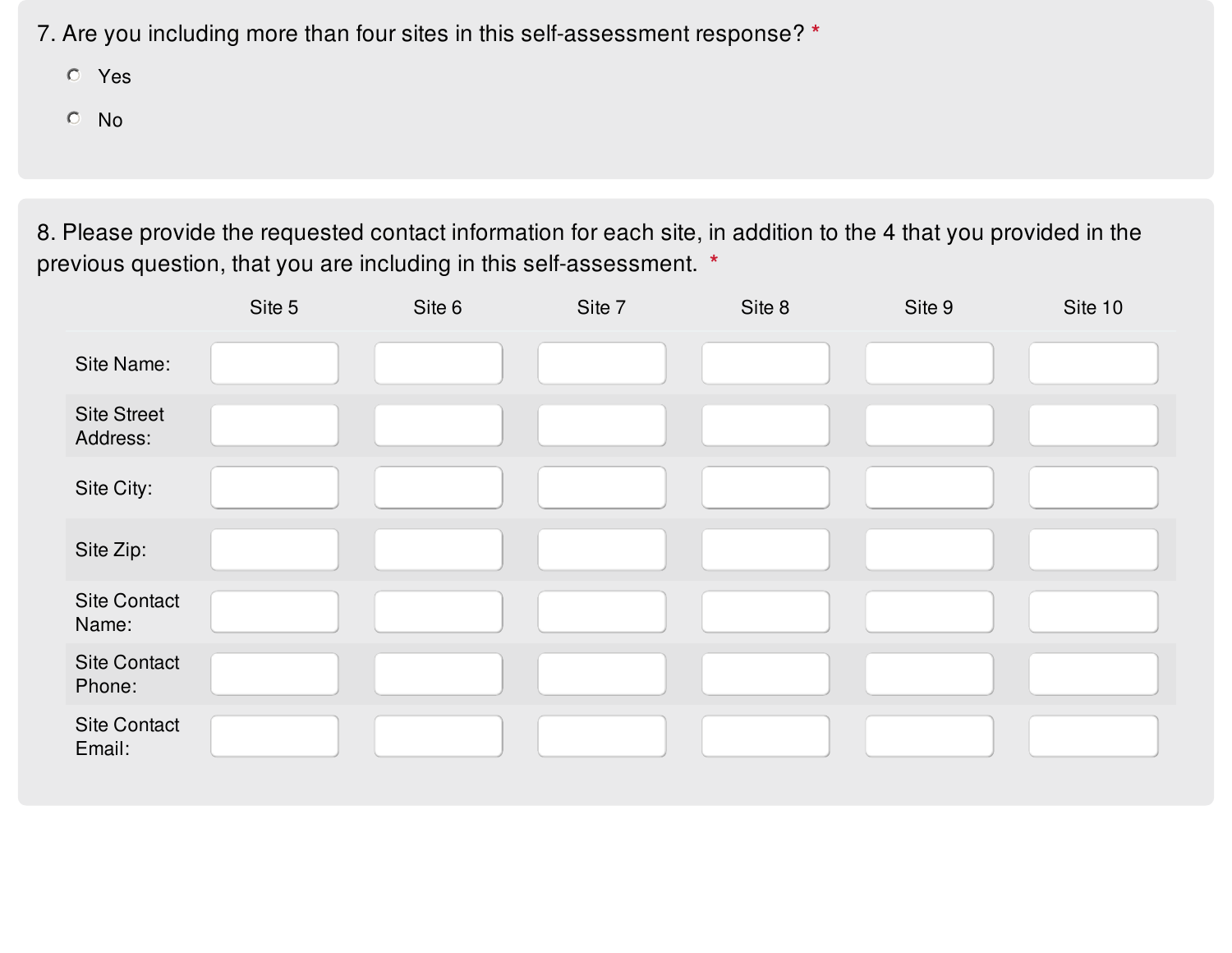7. Are you including more than four sites in this self-assessment response? *

- Yes
- No

8. Please provide the requested contact information for each site, in addition to the 4 that you provided in the previous question, that you are including in this self-assessment. *

| | Site 5 | Site 6 | Site 7 | Site 8 | Site 9 | Site 10 |
|---|---|---|---|---|---|---|
| Site Name: | | | | | | |
| Site Street Address: | | | | | | |
| Site City: | | | | | | |
| Site Zip: | | | | | | |
| Site Contact Name: | | | | | | |
| Site Contact Phone: | | | | | | |
| Site Contact Email: | | | | | | |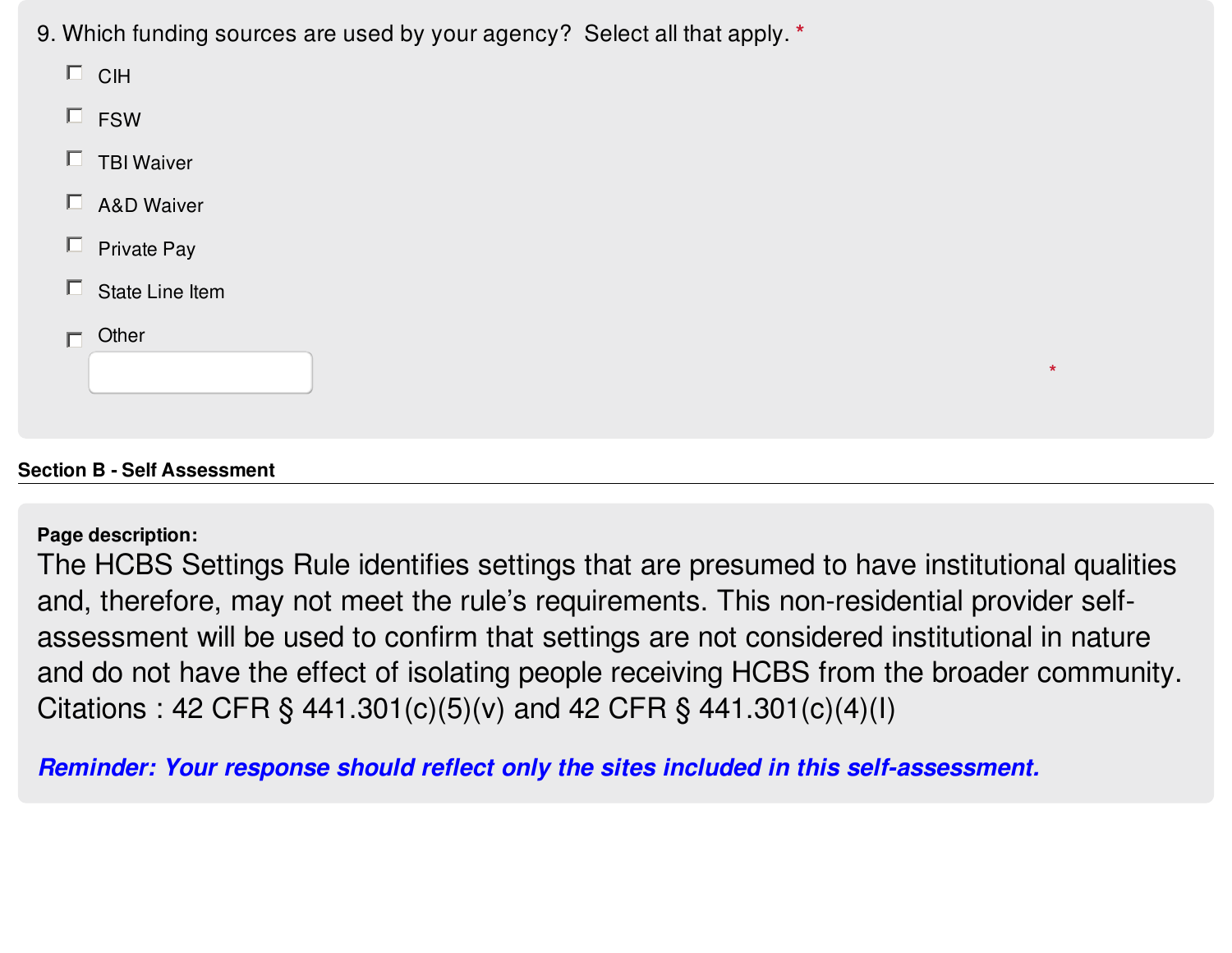9. Which funding sources are used by your agency?  Select all that apply. *

- ☐ CIH
- ☐ FSW
- ☐ TBI Waiver
- ☐ A&D Waiver
- ☐ Private Pay
- ☐ State Line Item
- ☐ Other

______________ *

## Section B - Self Assessment

**Page description:**

The HCBS Settings Rule identifies settings that are presumed to have institutional qualities and, therefore, may not meet the rule's requirements. This non-residential provider self-assessment will be used to confirm that settings are not considered institutional in nature and do not have the effect of isolating people receiving HCBS from the broader community. Citations : 42 CFR § 441.301(c)(5)(v) and 42 CFR § 441.301(c)(4)(I)

***Reminder: Your response should reflect only the sites included in this self-assessment.***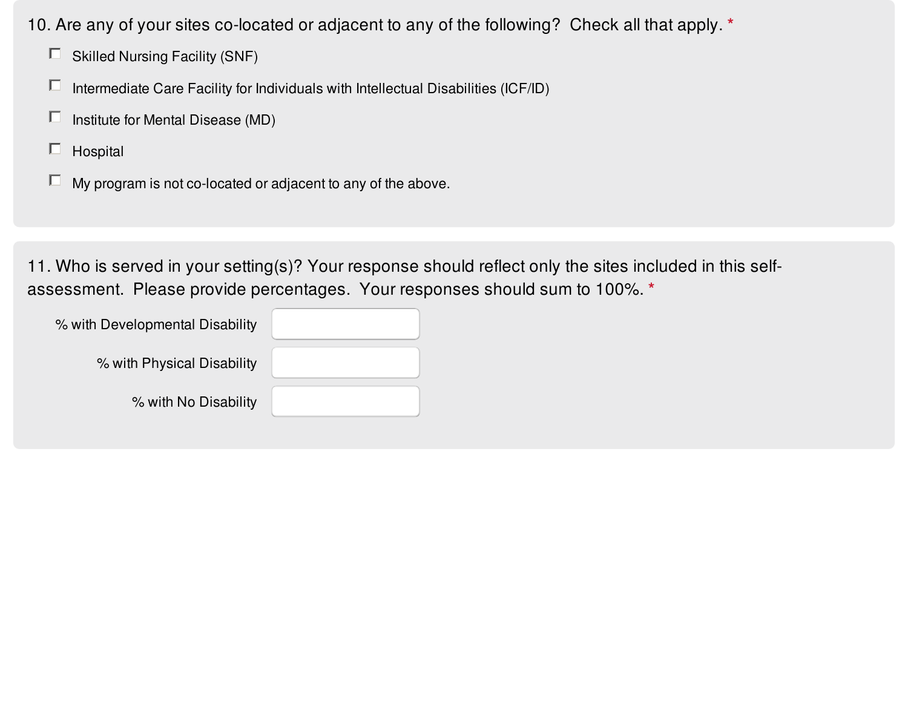10. Are any of your sites co-located or adjacent to any of the following? Check all that apply. *

- [ ] Skilled Nursing Facility (SNF)
- [ ] Intermediate Care Facility for Individuals with Intellectual Disabilities (ICF/ID)
- [ ] Institute for Mental Disease (MD)
- [ ] Hospital
- [ ] My program is not co-located or adjacent to any of the above.

11. Who is served in your setting(s)? Your response should reflect only the sites included in this self-assessment. Please provide percentages. Your responses should sum to 100%. *

% with Developmental Disability ______

% with Physical Disability ______

% with No Disability ______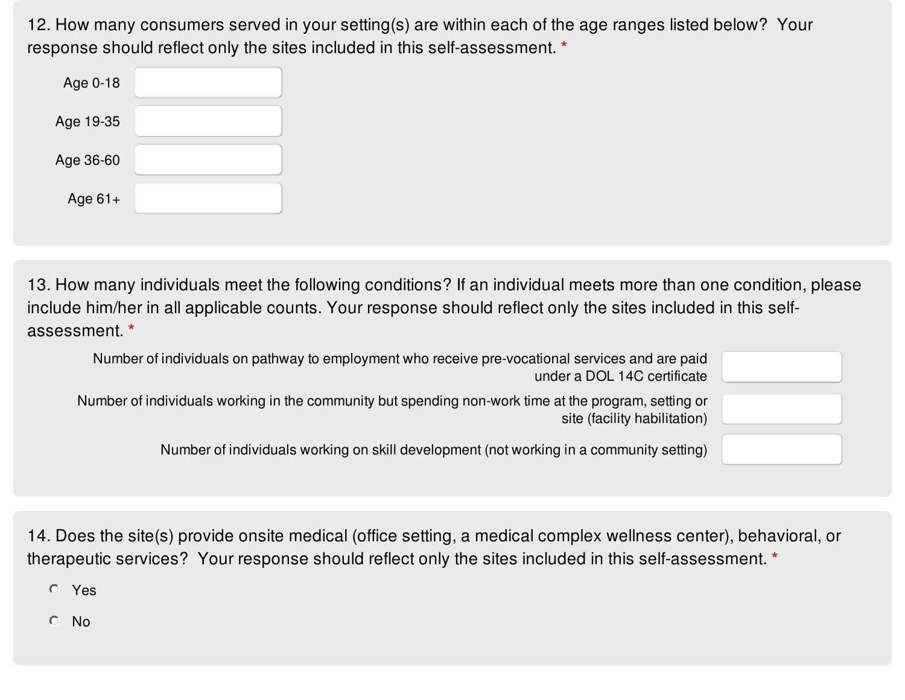12. How many consumers served in your setting(s) are within each of the age ranges listed below? Your response should reflect only the sites included in this self-assessment. *

Age 0-18 ____________

Age 19-35 ____________

Age 36-60 ____________

Age 61+ ____________

13. How many individuals meet the following conditions? If an individual meets more than one condition, please include him/her in all applicable counts. Your response should reflect only the sites included in this self-assessment. *

Number of individuals on pathway to employment who receive pre-vocational services and are paid under a DOL 14C certificate ____________

Number of individuals working in the community but spending non-work time at the program, setting or site (facility habilitation) ____________

Number of individuals working on skill development (not working in a community setting) ____________

14. Does the site(s) provide onsite medical (office setting, a medical complex wellness center), behavioral, or therapeutic services? Your response should reflect only the sites included in this self-assessment. *

- ○ Yes
- ○ No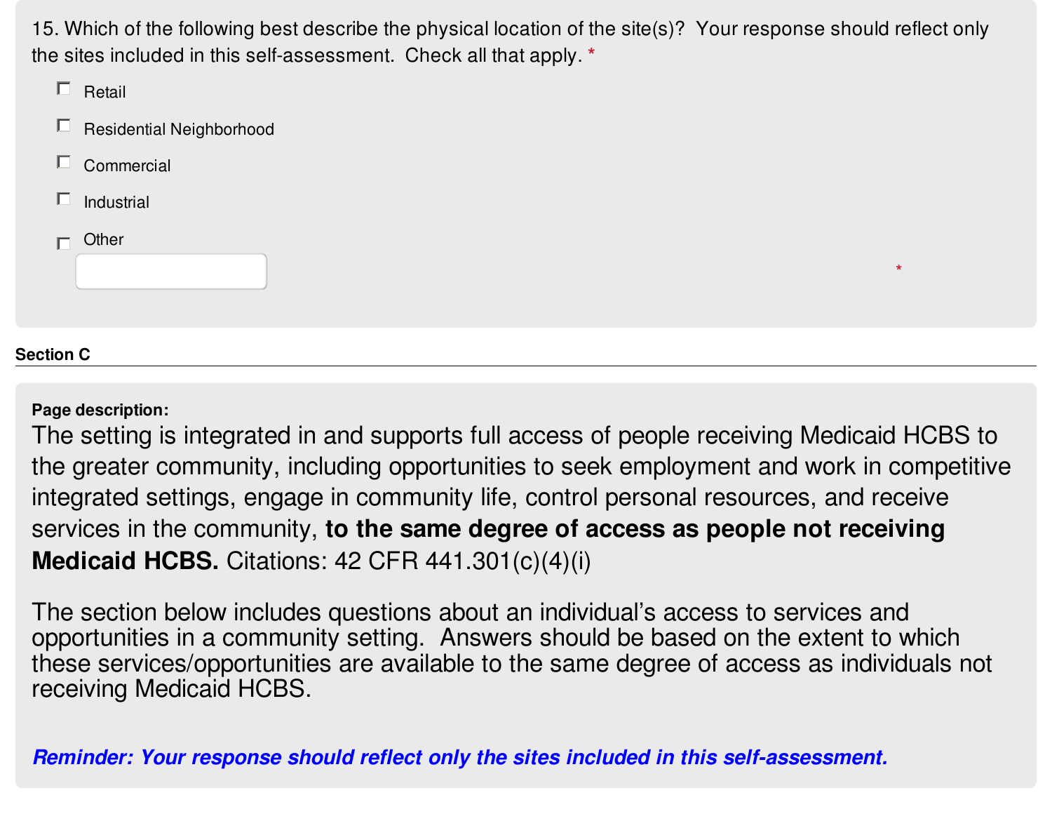15. Which of the following best describe the physical location of the site(s)? Your response should reflect only the sites included in this self-assessment. Check all that apply. *

- ☐ Retail
- ☐ Residential Neighborhood
- ☐ Commercial
- ☐ Industrial
- ☐ Other

*

## Section C

**Page description:**

The setting is integrated in and supports full access of people receiving Medicaid HCBS to the greater community, including opportunities to seek employment and work in competitive integrated settings, engage in community life, control personal resources, and receive services in the community, **to the same degree of access as people not receiving Medicaid HCBS.** Citations: 42 CFR 441.301(c)(4)(i)

The section below includes questions about an individual's access to services and opportunities in a community setting. Answers should be based on the extent to which these services/opportunities are available to the same degree of access as individuals not receiving Medicaid HCBS.

***Reminder: Your response should reflect only the sites included in this self-assessment.***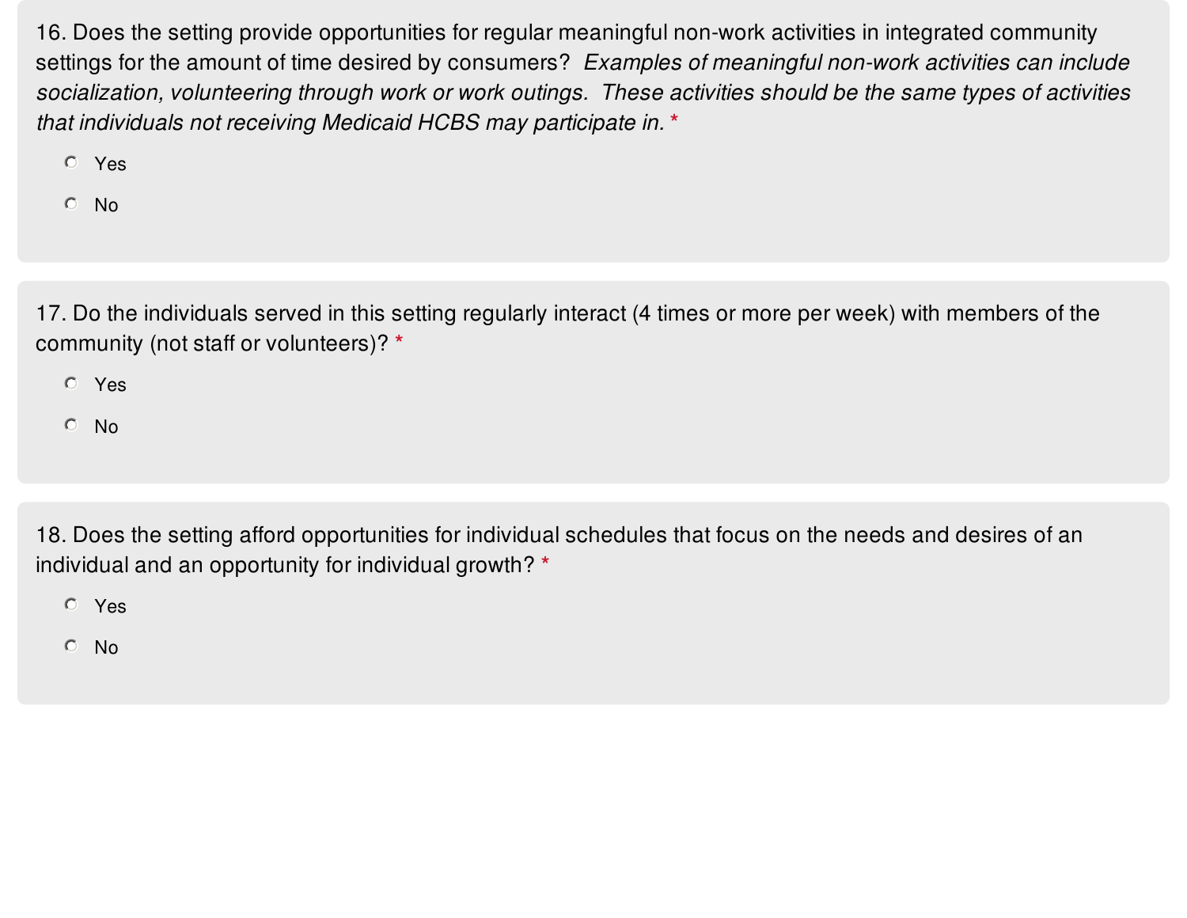16. Does the setting provide opportunities for regular meaningful non-work activities in integrated community settings for the amount of time desired by consumers? *Examples of meaningful non-work activities can include socialization, volunteering through work or work outings. These activities should be the same types of activities that individuals not receiving Medicaid HCBS may participate in.* *

- Yes
- No

17. Do the individuals served in this setting regularly interact (4 times or more per week) with members of the community (not staff or volunteers)? *

- Yes
- No

18. Does the setting afford opportunities for individual schedules that focus on the needs and desires of an individual and an opportunity for individual growth? *

- Yes
- No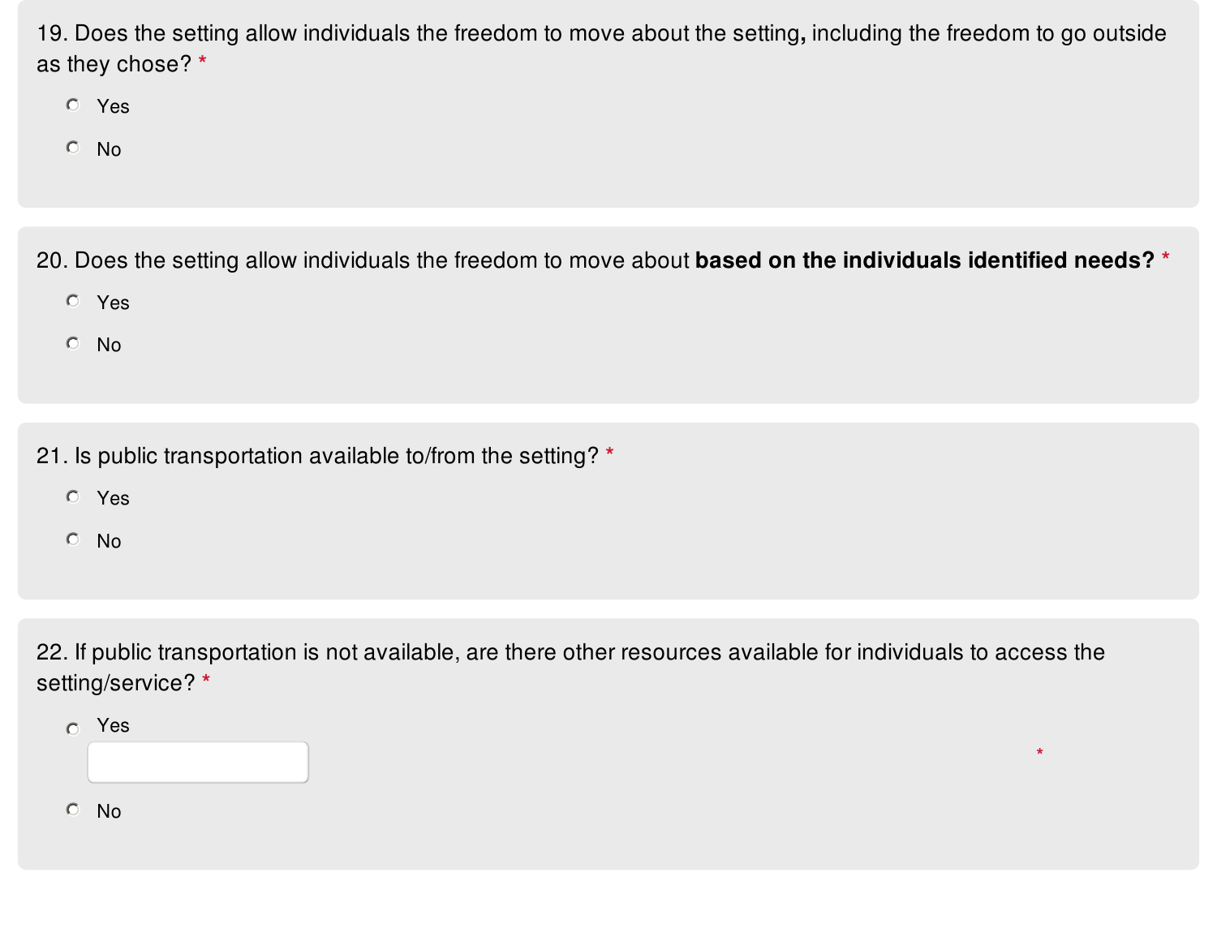19. Does the setting allow individuals the freedom to move about the setting, including the freedom to go outside as they chose? *

- Yes
- No

20. Does the setting allow individuals the freedom to move about **based on the individuals identified needs?** *

- Yes
- No

21. Is public transportation available to/from the setting? *

- Yes
- No

22. If public transportation is not available, are there other resources available for individuals to access the setting/service? *

- Yes *
- No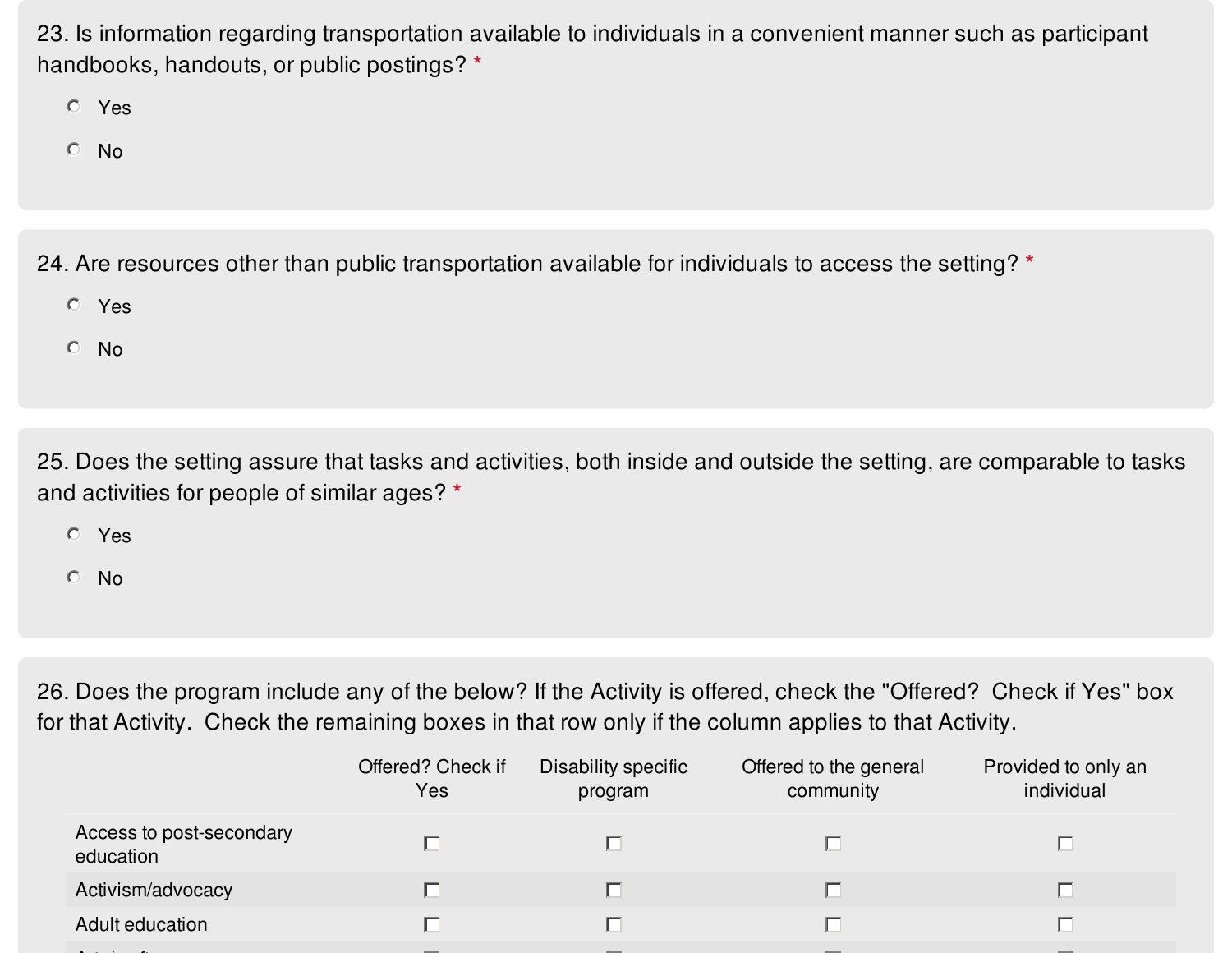23. Is information regarding transportation available to individuals in a convenient manner such as participant handbooks, handouts, or public postings? *

- Yes
- No

24. Are resources other than public transportation available for individuals to access the setting? *

- Yes
- No

25. Does the setting assure that tasks and activities, both inside and outside the setting, are comparable to tasks and activities for people of similar ages? *

- Yes
- No

26. Does the program include any of the below? If the Activity is offered, check the "Offered? Check if Yes" box for that Activity. Check the remaining boxes in that row only if the column applies to that Activity.

| | Offered? Check if Yes | Disability specific program | Offered to the general community | Provided to only an individual |
|---|---|---|---|---|
| Access to post-secondary education | ☐ | ☐ | ☐ | ☐ |
| Activism/advocacy | ☐ | ☐ | ☐ | ☐ |
| Adult education | ☐ | ☐ | ☐ | ☐ |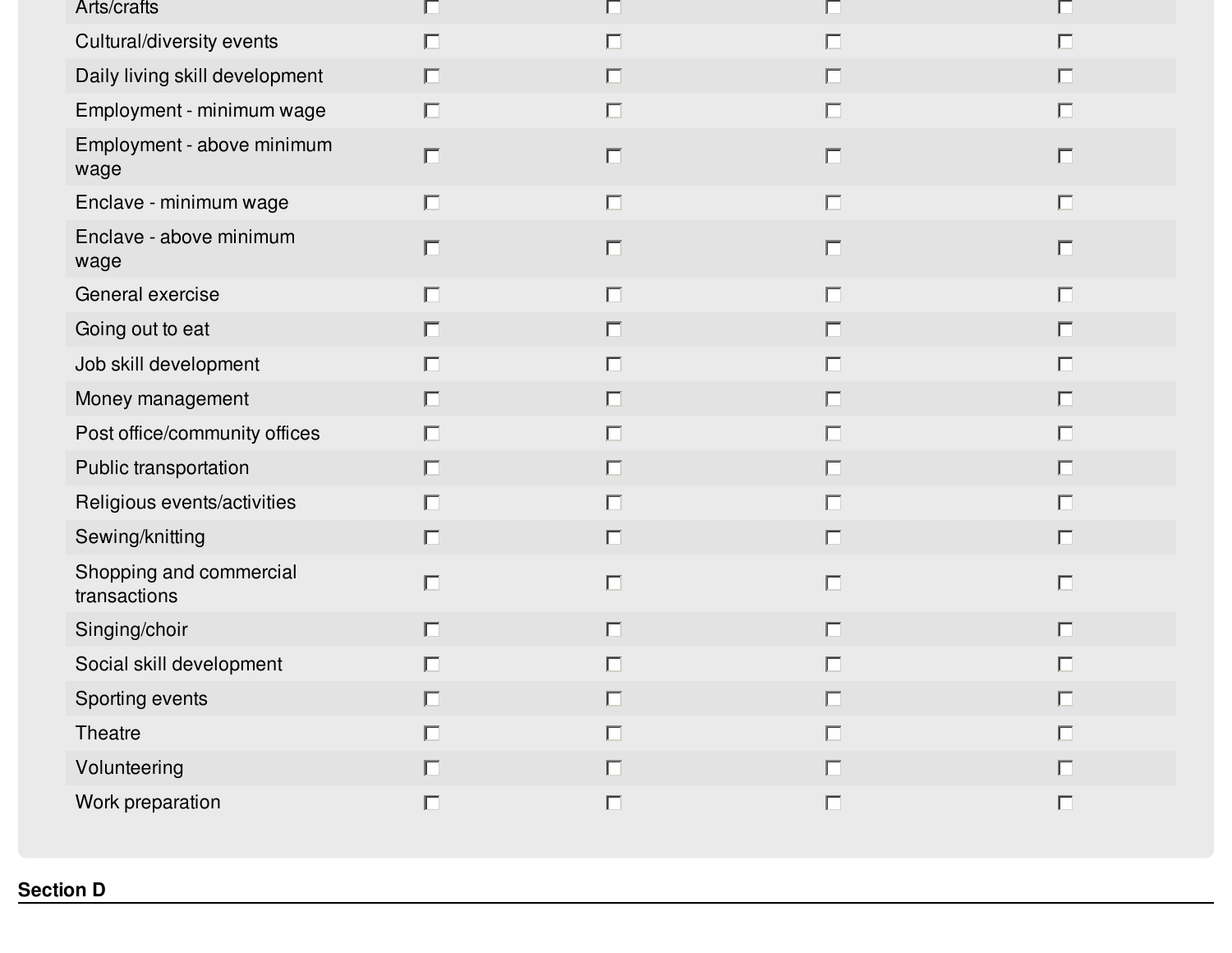| | | | | |
|---|---|---|---|---|
| Arts/crafts | ☐ | ☐ | ☐ | ☐ |
| Cultural/diversity events | ☐ | ☐ | ☐ | ☐ |
| Daily living skill development | ☐ | ☐ | ☐ | ☐ |
| Employment - minimum wage | ☐ | ☐ | ☐ | ☐ |
| Employment - above minimum wage | ☐ | ☐ | ☐ | ☐ |
| Enclave - minimum wage | ☐ | ☐ | ☐ | ☐ |
| Enclave - above minimum wage | ☐ | ☐ | ☐ | ☐ |
| General exercise | ☐ | ☐ | ☐ | ☐ |
| Going out to eat | ☐ | ☐ | ☐ | ☐ |
| Job skill development | ☐ | ☐ | ☐ | ☐ |
| Money management | ☐ | ☐ | ☐ | ☐ |
| Post office/community offices | ☐ | ☐ | ☐ | ☐ |
| Public transportation | ☐ | ☐ | ☐ | ☐ |
| Religious events/activities | ☐ | ☐ | ☐ | ☐ |
| Sewing/knitting | ☐ | ☐ | ☐ | ☐ |
| Shopping and commercial transactions | ☐ | ☐ | ☐ | ☐ |
| Singing/choir | ☐ | ☐ | ☐ | ☐ |
| Social skill development | ☐ | ☐ | ☐ | ☐ |
| Sporting events | ☐ | ☐ | ☐ | ☐ |
| Theatre | ☐ | ☐ | ☐ | ☐ |
| Volunteering | ☐ | ☐ | ☐ | ☐ |
| Work preparation | ☐ | ☐ | ☐ | ☐ |

**Section D**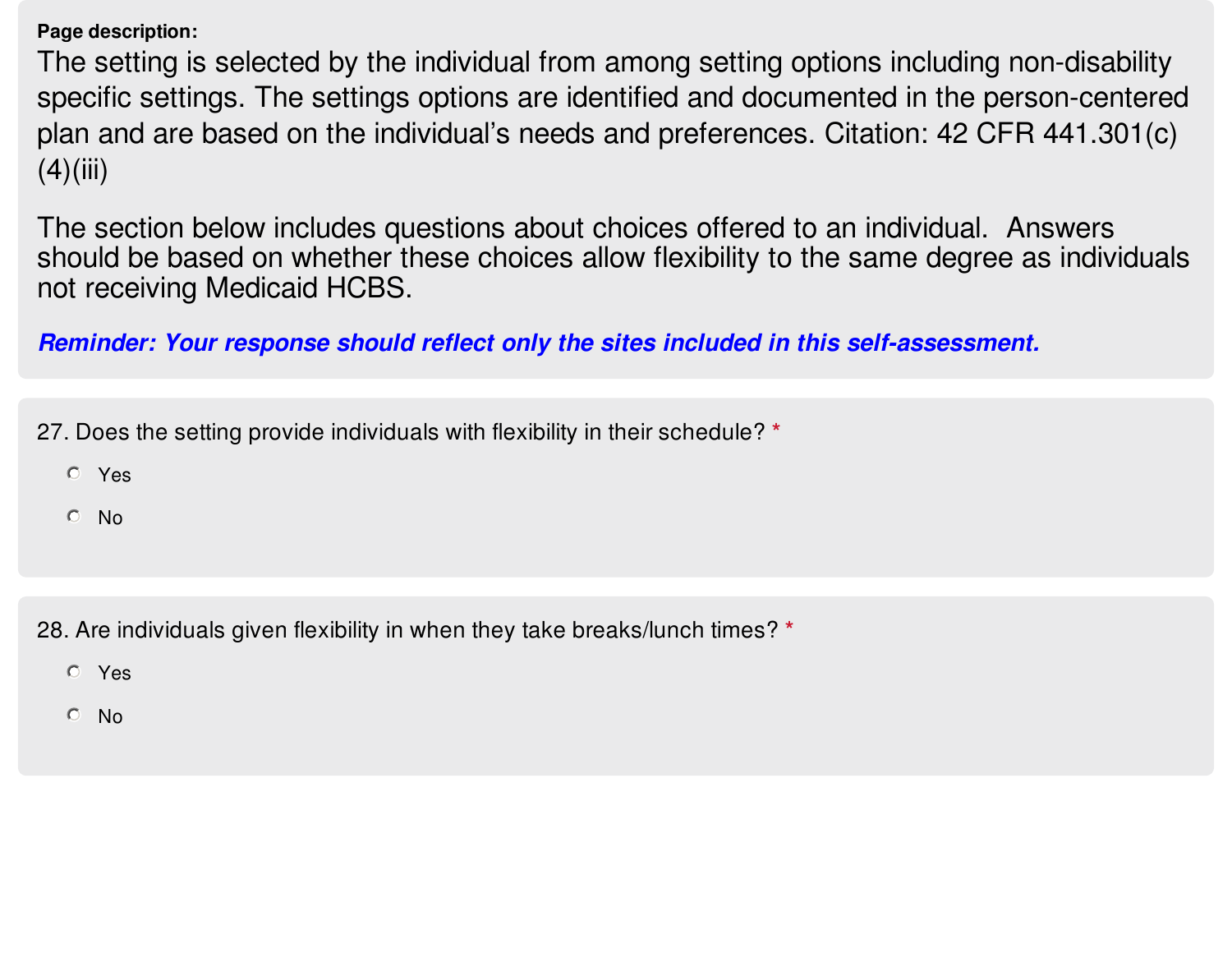**Page description:**

The setting is selected by the individual from among setting options including non-disability specific settings. The settings options are identified and documented in the person-centered plan and are based on the individual's needs and preferences. Citation: 42 CFR 441.301(c)(4)(iii)

The section below includes questions about choices offered to an individual. Answers should be based on whether these choices allow flexibility to the same degree as individuals not receiving Medicaid HCBS.

***Reminder: Your response should reflect only the sites included in this self-assessment.***

27. Does the setting provide individuals with flexibility in their schedule? *

- ○ Yes
- ○ No

28. Are individuals given flexibility in when they take breaks/lunch times? *

- ○ Yes
- ○ No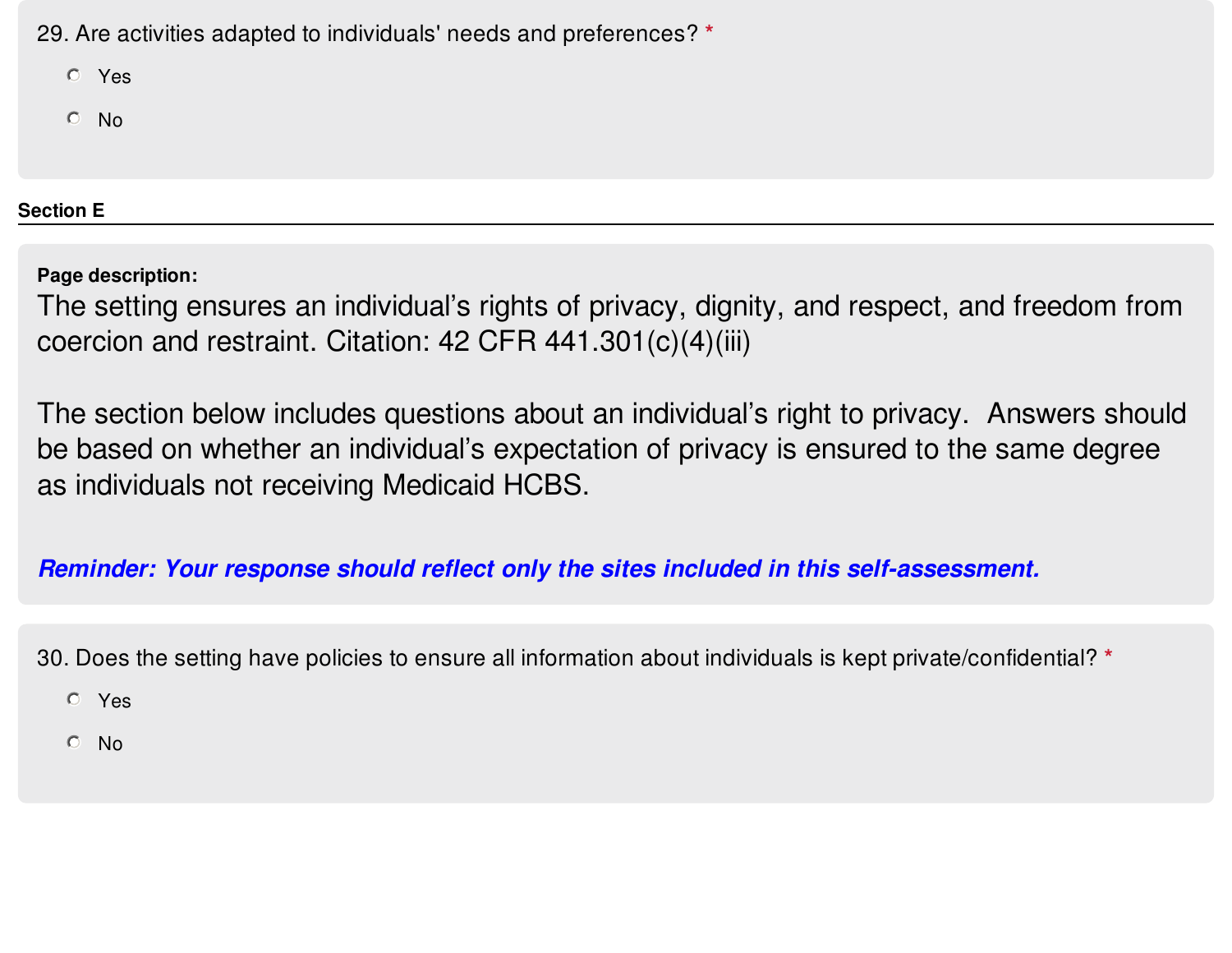29. Are activities adapted to individuals' needs and preferences? *

- Yes
- No

## Section E

**Page description:**

The setting ensures an individual's rights of privacy, dignity, and respect, and freedom from coercion and restraint. Citation: 42 CFR 441.301(c)(4)(iii)

The section below includes questions about an individual's right to privacy. Answers should be based on whether an individual's expectation of privacy is ensured to the same degree as individuals not receiving Medicaid HCBS.

***Reminder: Your response should reflect only the sites included in this self-assessment.***

30. Does the setting have policies to ensure all information about individuals is kept private/confidential? *

- Yes
- No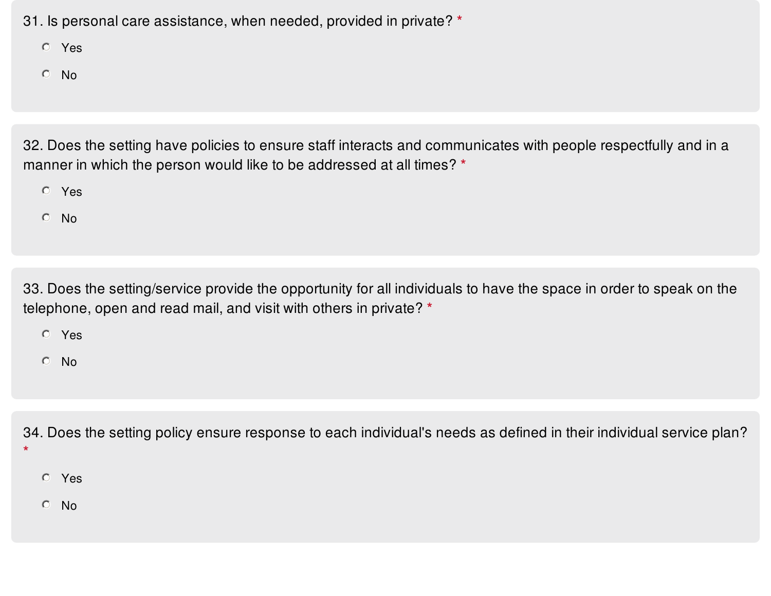31. Is personal care assistance, when needed, provided in private? *

- Yes
- No

32. Does the setting have policies to ensure staff interacts and communicates with people respectfully and in a manner in which the person would like to be addressed at all times? *

- Yes
- No

33. Does the setting/service provide the opportunity for all individuals to have the space in order to speak on the telephone, open and read mail, and visit with others in private? *

- Yes
- No

34. Does the setting policy ensure response to each individual's needs as defined in their individual service plan? *

- Yes
- No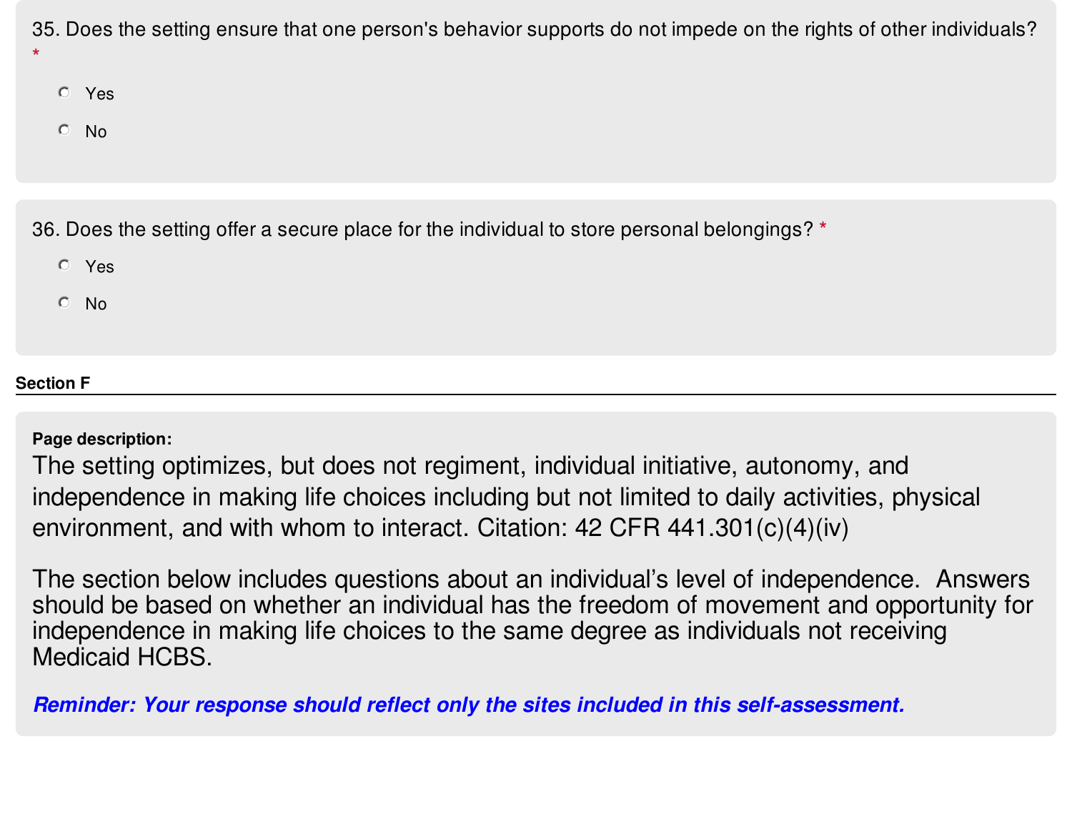35. Does the setting ensure that one person's behavior supports do not impede on the rights of other individuals? *

- Yes
- No

36. Does the setting offer a secure place for the individual to store personal belongings? *

- Yes
- No

## Section F

**Page description:**

The setting optimizes, but does not regiment, individual initiative, autonomy, and independence in making life choices including but not limited to daily activities, physical environment, and with whom to interact. Citation: 42 CFR 441.301(c)(4)(iv)

The section below includes questions about an individual's level of independence. Answers should be based on whether an individual has the freedom of movement and opportunity for independence in making life choices to the same degree as individuals not receiving Medicaid HCBS.

***Reminder: Your response should reflect only the sites included in this self-assessment.***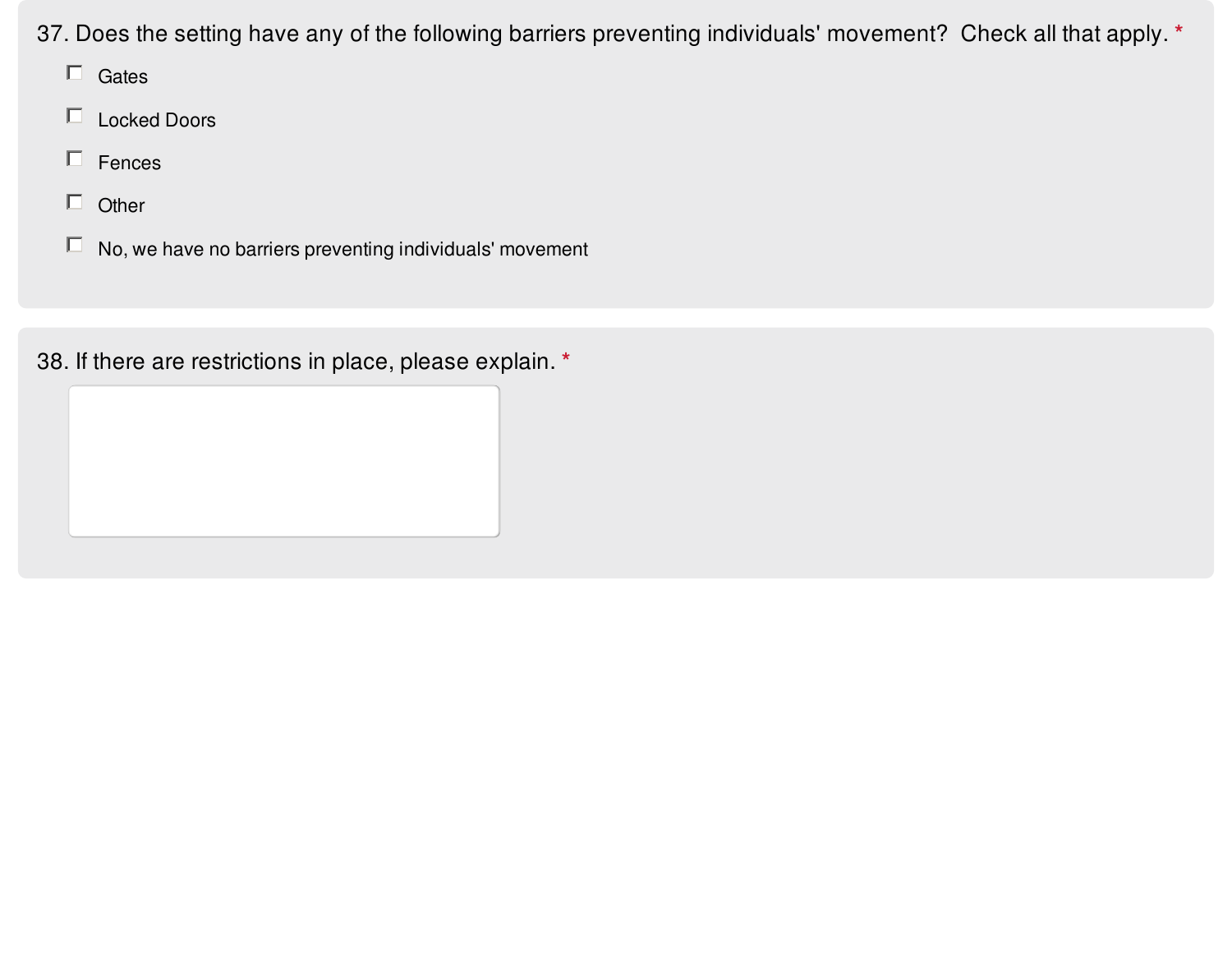37. Does the setting have any of the following barriers preventing individuals' movement? Check all that apply. *

- [ ] Gates
- [ ] Locked Doors
- [ ] Fences
- [ ] Other
- [ ] No, we have no barriers preventing individuals' movement

38. If there are restrictions in place, please explain. *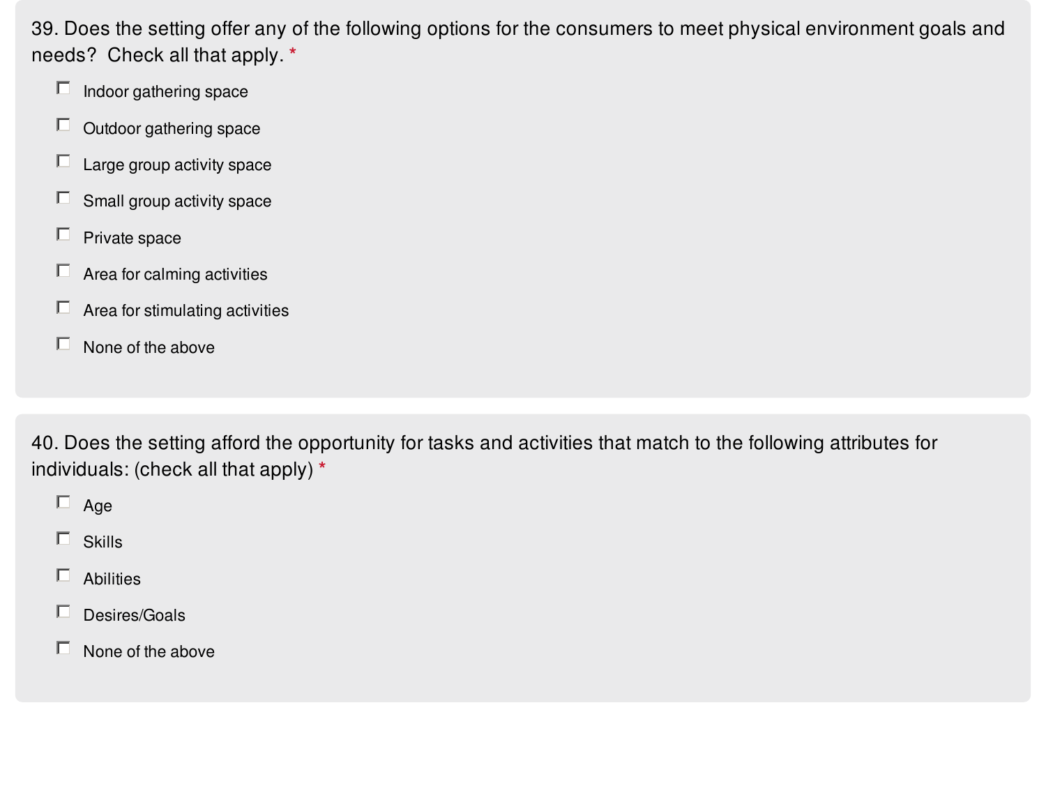39. Does the setting offer any of the following options for the consumers to meet physical environment goals and needs? Check all that apply. *

- [ ] Indoor gathering space
- [ ] Outdoor gathering space
- [ ] Large group activity space
- [ ] Small group activity space
- [ ] Private space
- [ ] Area for calming activities
- [ ] Area for stimulating activities
- [ ] None of the above

40. Does the setting afford the opportunity for tasks and activities that match to the following attributes for individuals: (check all that apply) *

- [ ] Age
- [ ] Skills
- [ ] Abilities
- [ ] Desires/Goals
- [ ] None of the above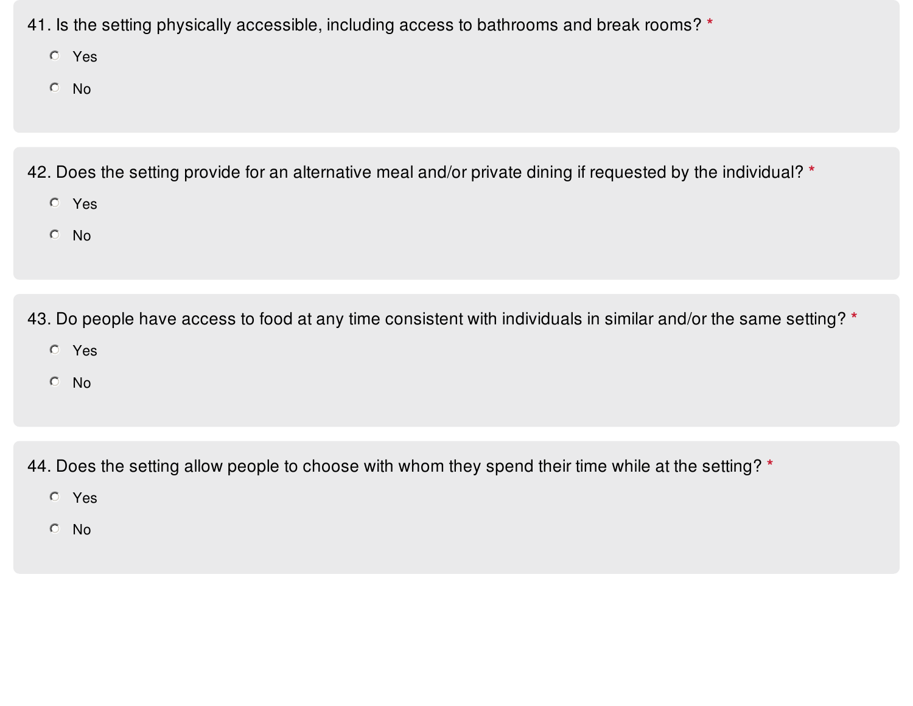41. Is the setting physically accessible, including access to bathrooms and break rooms? *

- Yes
- No

42. Does the setting provide for an alternative meal and/or private dining if requested by the individual? *

- Yes
- No

43. Do people have access to food at any time consistent with individuals in similar and/or the same setting? *

- Yes
- No

44. Does the setting allow people to choose with whom they spend their time while at the setting? *

- Yes
- No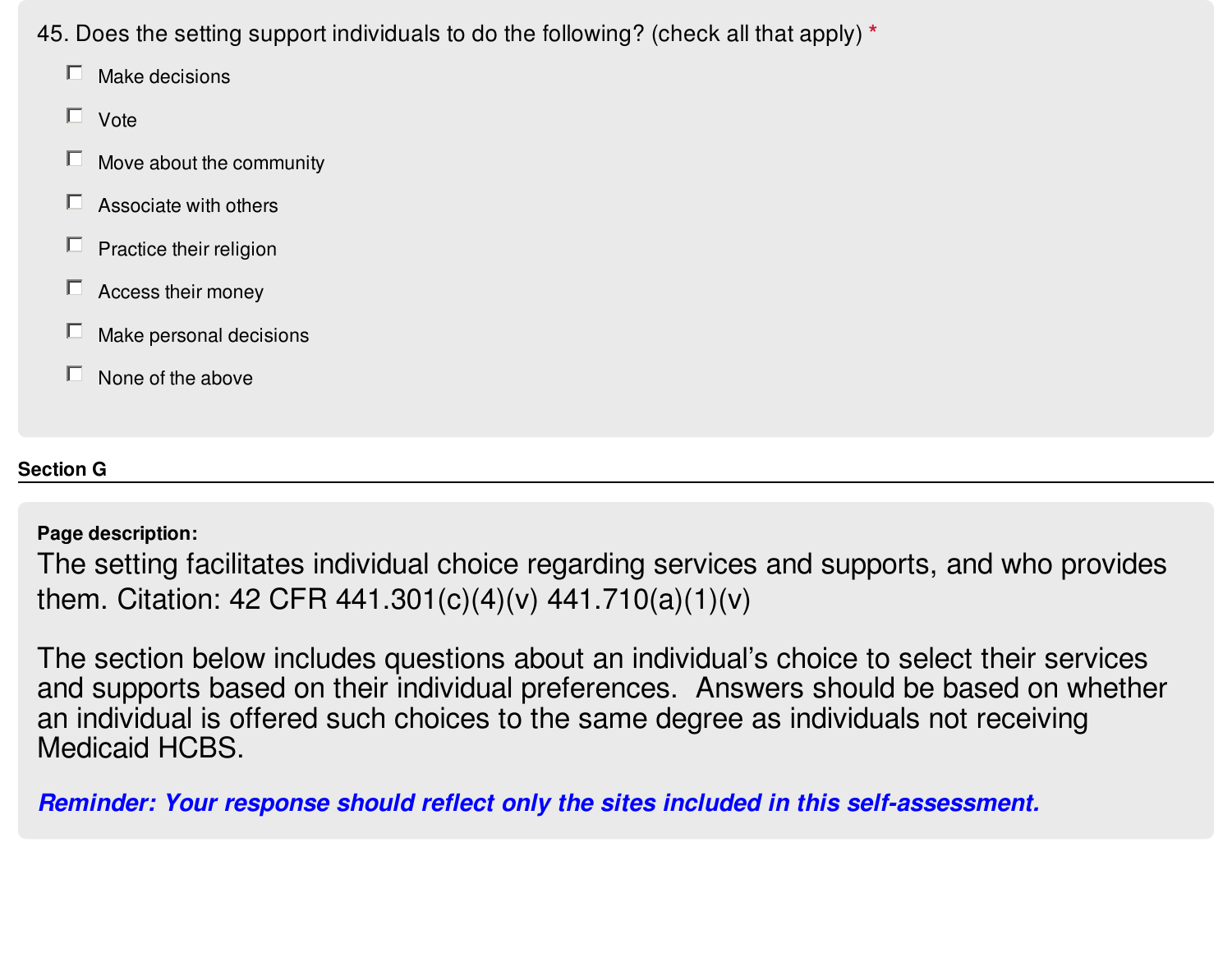45. Does the setting support individuals to do the following? (check all that apply) *

- [ ] Make decisions
- [ ] Vote
- [ ] Move about the community
- [ ] Associate with others
- [ ] Practice their religion
- [ ] Access their money
- [ ] Make personal decisions
- [ ] None of the above

## Section G

**Page description:**

The setting facilitates individual choice regarding services and supports, and who provides them. Citation: 42 CFR 441.301(c)(4)(v) 441.710(a)(1)(v)

The section below includes questions about an individual's choice to select their services and supports based on their individual preferences. Answers should be based on whether an individual is offered such choices to the same degree as individuals not receiving Medicaid HCBS.

***Reminder: Your response should reflect only the sites included in this self-assessment.***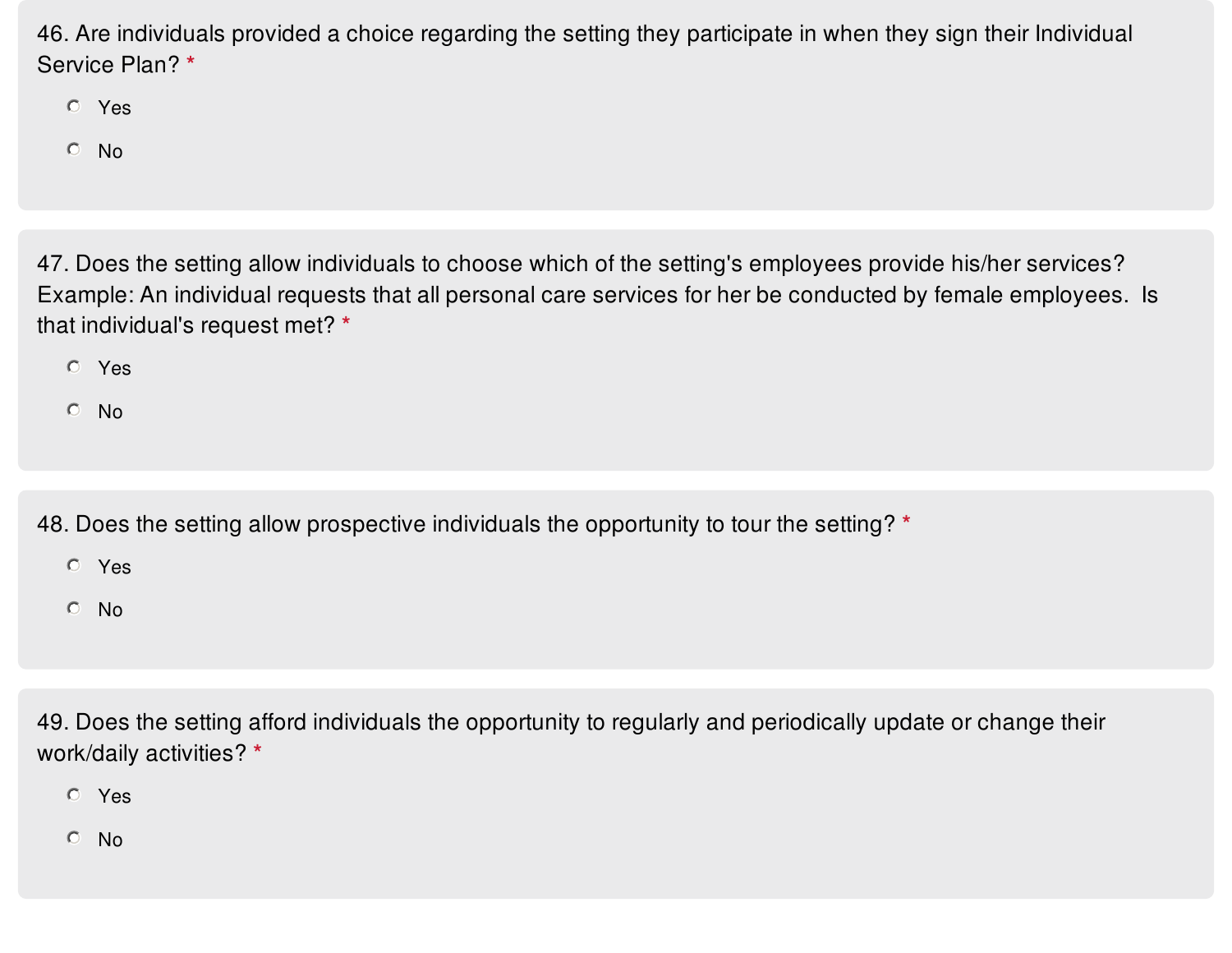46. Are individuals provided a choice regarding the setting they participate in when they sign their Individual Service Plan? *

- Yes
- No

47. Does the setting allow individuals to choose which of the setting's employees provide his/her services? Example: An individual requests that all personal care services for her be conducted by female employees. Is that individual's request met? *

- Yes
- No

48. Does the setting allow prospective individuals the opportunity to tour the setting? *

- Yes
- No

49. Does the setting afford individuals the opportunity to regularly and periodically update or change their work/daily activities? *

- Yes
- No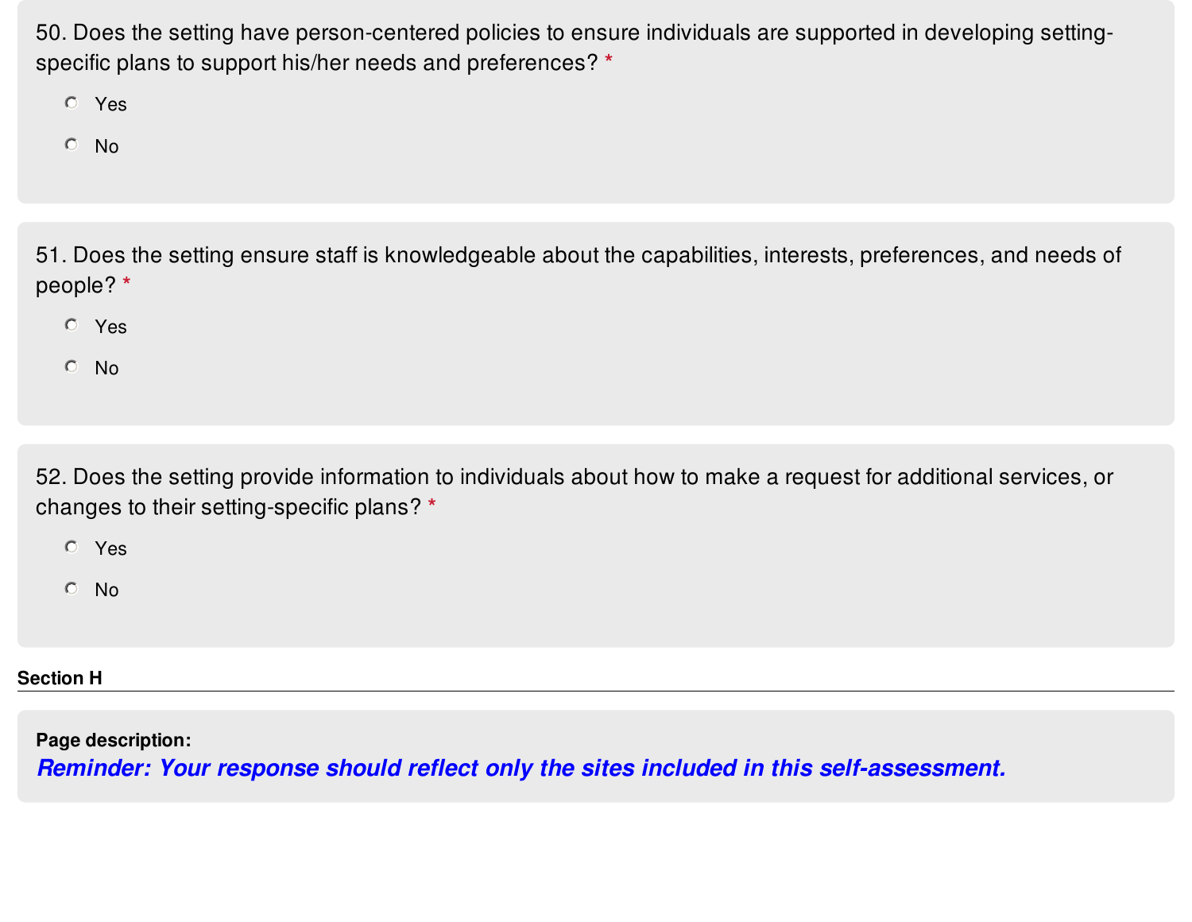50. Does the setting have person-centered policies to ensure individuals are supported in developing setting-specific plans to support his/her needs and preferences? *

- Yes
- No

51. Does the setting ensure staff is knowledgeable about the capabilities, interests, preferences, and needs of people? *

- Yes
- No

52. Does the setting provide information to individuals about how to make a request for additional services, or changes to their setting-specific plans? *

- Yes
- No

**Section H**

---

**Page description:**

***Reminder: Your response should reflect only the sites included in this self-assessment.***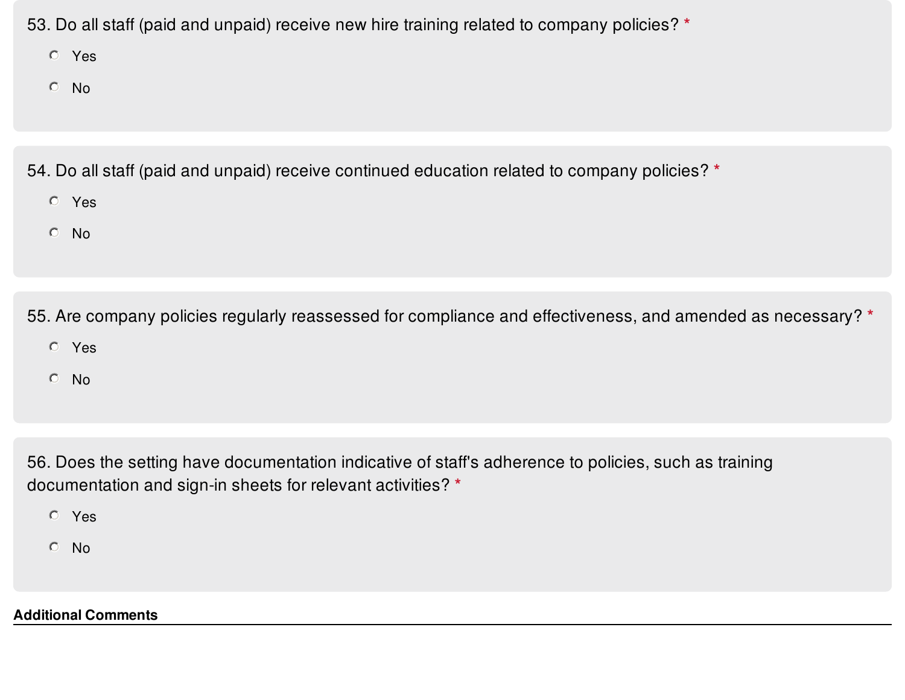53. Do all staff (paid and unpaid) receive new hire training related to company policies? *

- Yes
- No

54. Do all staff (paid and unpaid) receive continued education related to company policies? *

- Yes
- No

55. Are company policies regularly reassessed for compliance and effectiveness, and amended as necessary? *

- Yes
- No

56. Does the setting have documentation indicative of staff's adherence to policies, such as training documentation and sign-in sheets for relevant activities? *

- Yes
- No

**Additional Comments**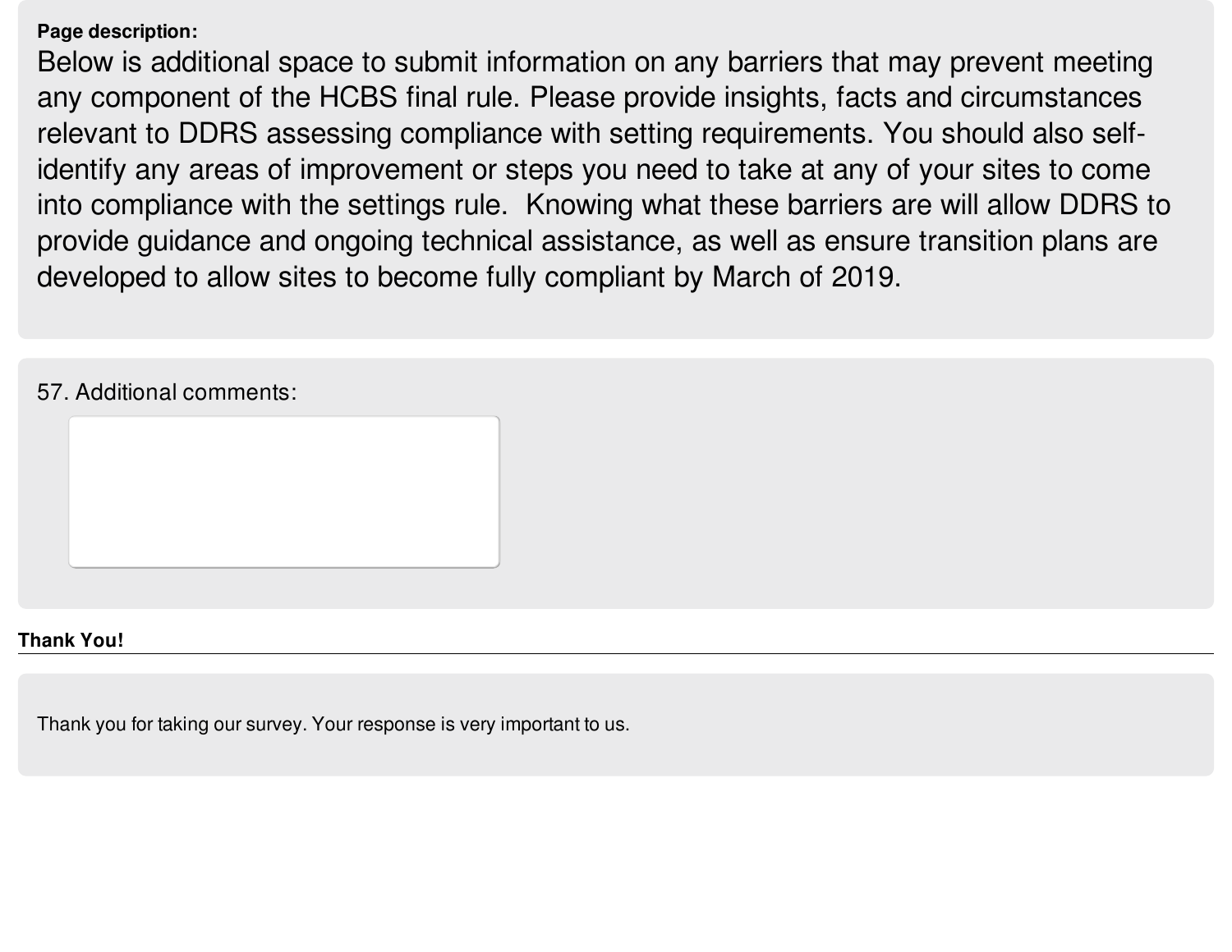**Page description:**

Below is additional space to submit information on any barriers that may prevent meeting any component of the HCBS final rule. Please provide insights, facts and circumstances relevant to DDRS assessing compliance with setting requirements. You should also self-identify any areas of improvement or steps you need to take at any of your sites to come into compliance with the settings rule. Knowing what these barriers are will allow DDRS to provide guidance and ongoing technical assistance, as well as ensure transition plans are developed to allow sites to become fully compliant by March of 2019.

57. Additional comments:

**Thank You!**

Thank you for taking our survey. Your response is very important to us.